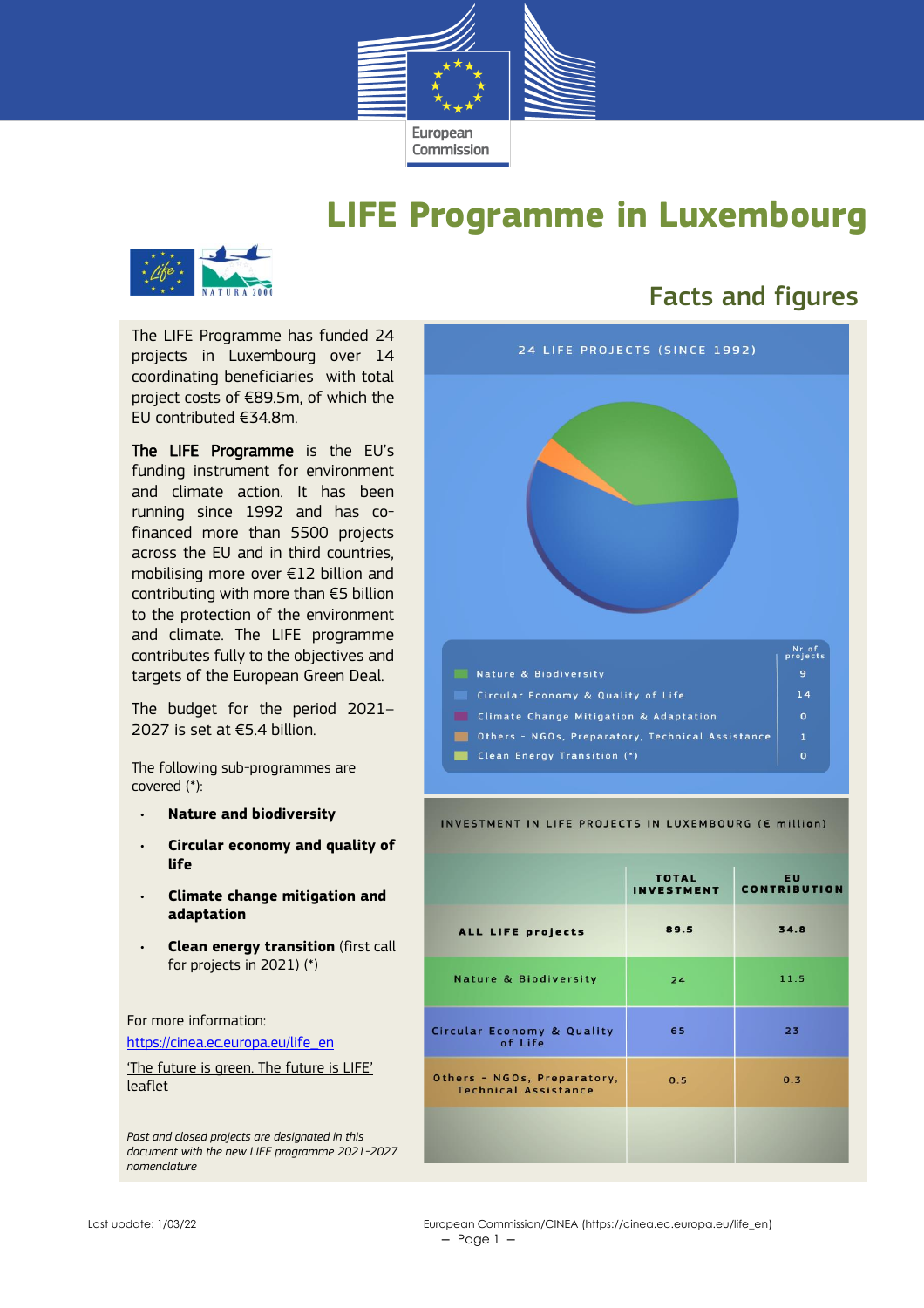# LIFE Programme in Luxembourg

## Facts and figures

The LIFE Programme has funded 24 projects in Luxembourg over 14 coordinating beneficiaries with total project costs of €89.5m, of which the EU contributed €34.8m.

**The LIFE Programme** is the EU's funding instrument for environment and climate action. It has been running since 1992 and has co-financed more than 5500 projects across the EU and in third countries, mobilising more over €12 billion and contributing with more than €5 billion to the protection of the environment and climate. The LIFE programme contributes fully to the objectives and targets of the European Green Deal.

The budget for the period 2021–2027 is set at €5.4 billion.

The following sub-programmes are covered (*):

- **Nature and biodiversity**
- **Circular economy and quality of life**
- **Climate change mitigation and adaptation**
- **Clean energy transition** (first call for projects in 2021) (*)

For more information:

https://cinea.ec.europa.eu/life_en

'The future is green. The future is LIFE' leaflet

*Past and closed projects are designated in this document with the new LIFE programme 2021-2027 nomenclature*

**24 LIFE PROJECTS (SINCE 1992)**

| | Nr of projects |
|---|---|
| Nature & Biodiversity | 9 |
| Circular Economy & Quality of Life | 14 |
| Climate Change Mitigation & Adaptation | 0 |
| Others - NGOs, Preparatory, Technical Assistance | 1 |
| Clean Energy Transition (*) | 0 |

**INVESTMENT IN LIFE PROJECTS IN LUXEMBOURG (€ million)**

| | TOTAL INVESTMENT | EU CONTRIBUTION |
|---|---|---|
| ALL LIFE projects | 89.5 | 34.8 |
| Nature & Biodiversity | 24 | 11.5 |
| Circular Economy & Quality of Life | 65 | 23 |
| Others - NGOs, Preparatory, Technical Assistance | 0.5 | 0.3 |

Last update: 1/03/22

European Commission/CINEA (https://cinea.ec.europa.eu/life_en)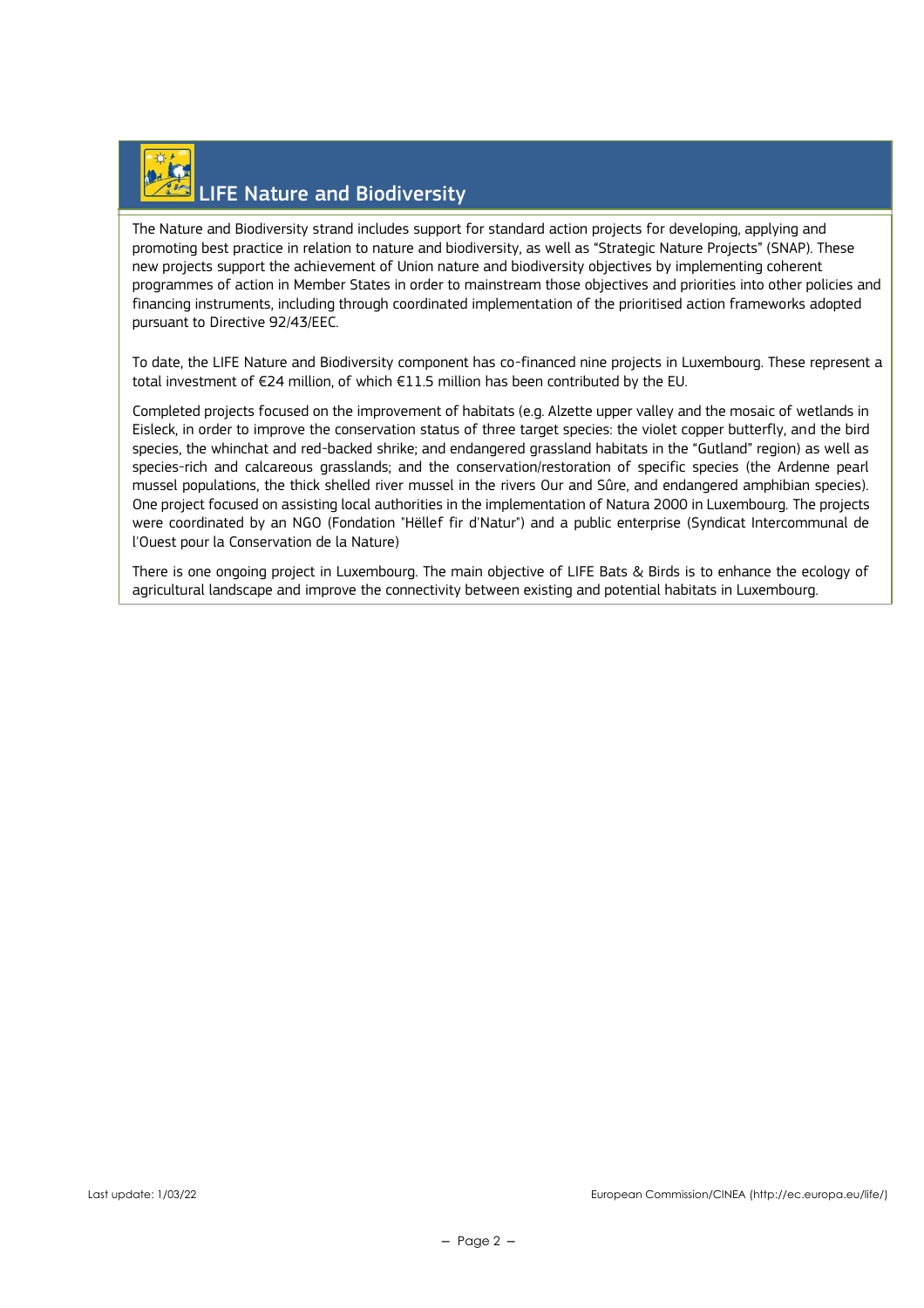## LIFE Nature and Biodiversity

The Nature and Biodiversity strand includes support for standard action projects for developing, applying and promoting best practice in relation to nature and biodiversity, as well as "Strategic Nature Projects" (SNAP). These new projects support the achievement of Union nature and biodiversity objectives by implementing coherent programmes of action in Member States in order to mainstream those objectives and priorities into other policies and financing instruments, including through coordinated implementation of the prioritised action frameworks adopted pursuant to Directive 92/43/EEC.

To date, the LIFE Nature and Biodiversity component has co-financed nine projects in Luxembourg. These represent a total investment of €24 million, of which €11.5 million has been contributed by the EU.

Completed projects focused on the improvement of habitats (e.g. Alzette upper valley and the mosaic of wetlands in Eisleck, in order to improve the conservation status of three target species: the violet copper butterfly, and the bird species, the whinchat and red-backed shrike; and endangered grassland habitats in the "Gutland" region) as well as species-rich and calcareous grasslands; and the conservation/restoration of specific species (the Ardenne pearl mussel populations, the thick shelled river mussel in the rivers Our and Sûre, and endangered amphibian species). One project focused on assisting local authorities in the implementation of Natura 2000 in Luxembourg. The projects were coordinated by an NGO (Fondation "Hëllef fir d'Natur") and a public enterprise (Syndicat Intercommunal de l'Ouest pour la Conservation de la Nature)

There is one ongoing project in Luxembourg. The main objective of LIFE Bats & Birds is to enhance the ecology of agricultural landscape and improve the connectivity between existing and potential habitats in Luxembourg.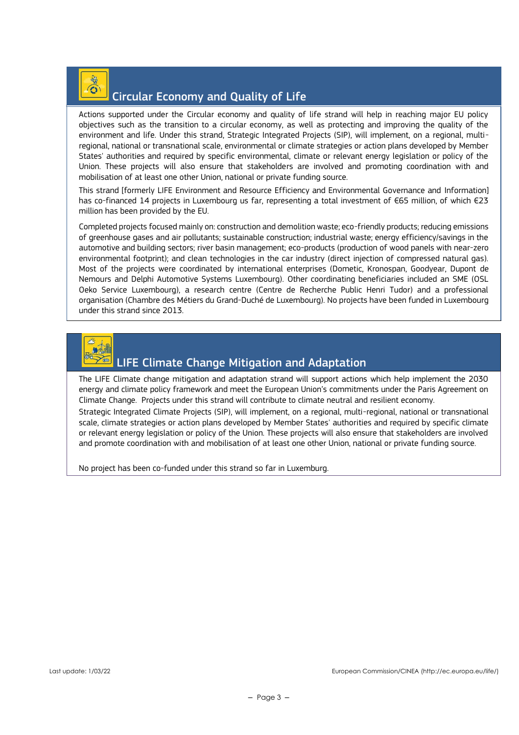## Circular Economy and Quality of Life

Actions supported under the Circular economy and quality of life strand will help in reaching major EU policy objectives such as the transition to a circular economy, as well as protecting and improving the quality of the environment and life. Under this strand, Strategic Integrated Projects (SIP), will implement, on a regional, multi-regional, national or transnational scale, environmental or climate strategies or action plans developed by Member States' authorities and required by specific environmental, climate or relevant energy legislation or policy of the Union. These projects will also ensure that stakeholders are involved and promoting coordination with and mobilisation of at least one other Union, national or private funding source.

This strand [formerly LIFE Environment and Resource Efficiency and Environmental Governance and Information] has co-financed 14 projects in Luxembourg us far, representing a total investment of €65 million, of which €23 million has been provided by the EU.

Completed projects focused mainly on: construction and demolition waste; eco-friendly products; reducing emissions of greenhouse gases and air pollutants; sustainable construction; industrial waste; energy efficiency/savings in the automotive and building sectors; river basin management; eco-products (production of wood panels with near-zero environmental footprint); and clean technologies in the car industry (direct injection of compressed natural gas). Most of the projects were coordinated by international enterprises (Dometic, Kronospan, Goodyear, Dupont de Nemours and Delphi Automotive Systems Luxembourg). Other coordinating beneficiaries included an SME (OSL Oeko Service Luxembourg), a research centre (Centre de Recherche Public Henri Tudor) and a professional organisation (Chambre des Métiers du Grand-Duché de Luxembourg). No projects have been funded in Luxembourg under this strand since 2013.

## LIFE Climate Change Mitigation and Adaptation

The LIFE Climate change mitigation and adaptation strand will support actions which help implement the 2030 energy and climate policy framework and meet the European Union's commitments under the Paris Agreement on Climate Change. Projects under this strand will contribute to climate neutral and resilient economy.

Strategic Integrated Climate Projects (SIP), will implement, on a regional, multi-regional, national or transnational scale, climate strategies or action plans developed by Member States' authorities and required by specific climate or relevant energy legislation or policy of the Union. These projects will also ensure that stakeholders are involved and promote coordination with and mobilisation of at least one other Union, national or private funding source.

No project has been co-funded under this strand so far in Luxemburg.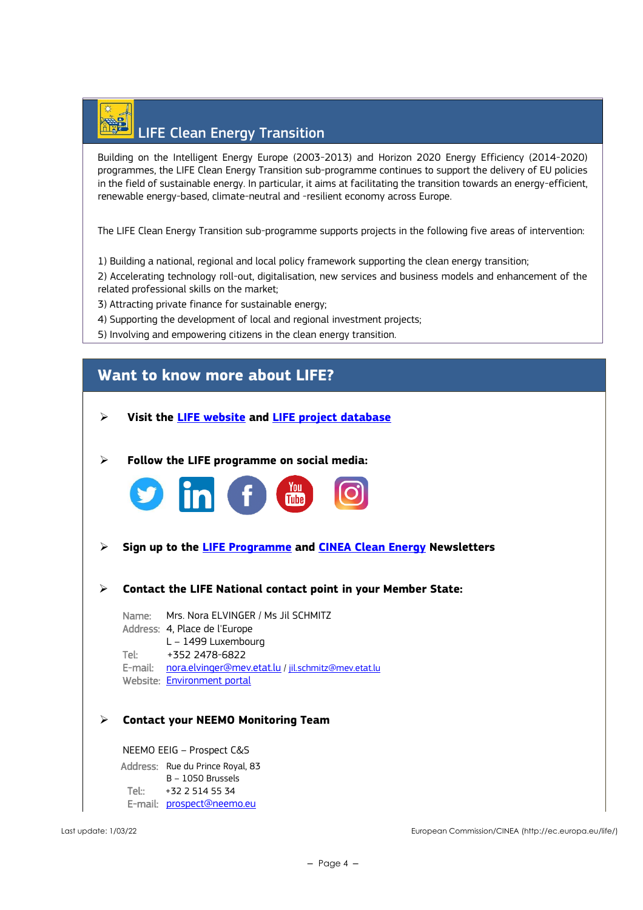## LIFE Clean Energy Transition

Building on the Intelligent Energy Europe (2003-2013) and Horizon 2020 Energy Efficiency (2014-2020) programmes, the LIFE Clean Energy Transition sub-programme continues to support the delivery of EU policies in the field of sustainable energy. In particular, it aims at facilitating the transition towards an energy-efficient, renewable energy-based, climate-neutral and -resilient economy across Europe.

The LIFE Clean Energy Transition sub-programme supports projects in the following five areas of intervention:

1) Building a national, regional and local policy framework supporting the clean energy transition;
2) Accelerating technology roll-out, digitalisation, new services and business models and enhancement of the related professional skills on the market;
3) Attracting private finance for sustainable energy;
4) Supporting the development of local and regional investment projects;
5) Involving and empowering citizens in the clean energy transition.

## Want to know more about LIFE?

- **Visit the [LIFE website]() and [LIFE project database]()**

- **Follow the LIFE programme on social media:**

- **Sign up to the [LIFE Programme]() and [CINEA Clean Energy]() Newsletters**

- **Contact the LIFE National contact point in your Member State:**

  Name: Mrs. Nora ELVINGER / Ms Jil SCHMITZ
  Address: 4, Place de l'Europe
  L – 1499 Luxembourg
  Tel: +352 2478-6822
  E-mail: nora.elvinger@mev.etat.lu / jil.schmitz@mev.etat.lu
  Website: [Environment portal]()

- **Contact your NEEMO Monitoring Team**

  NEEMO EEIG – Prospect C&S
  Address: Rue du Prince Royal, 83
  B – 1050 Brussels
  Tel:: +32 2 514 55 34
  E-mail: prospect@neemo.eu

Last update: 1/03/22

European Commission/CINEA (http://ec.europa.eu/life/)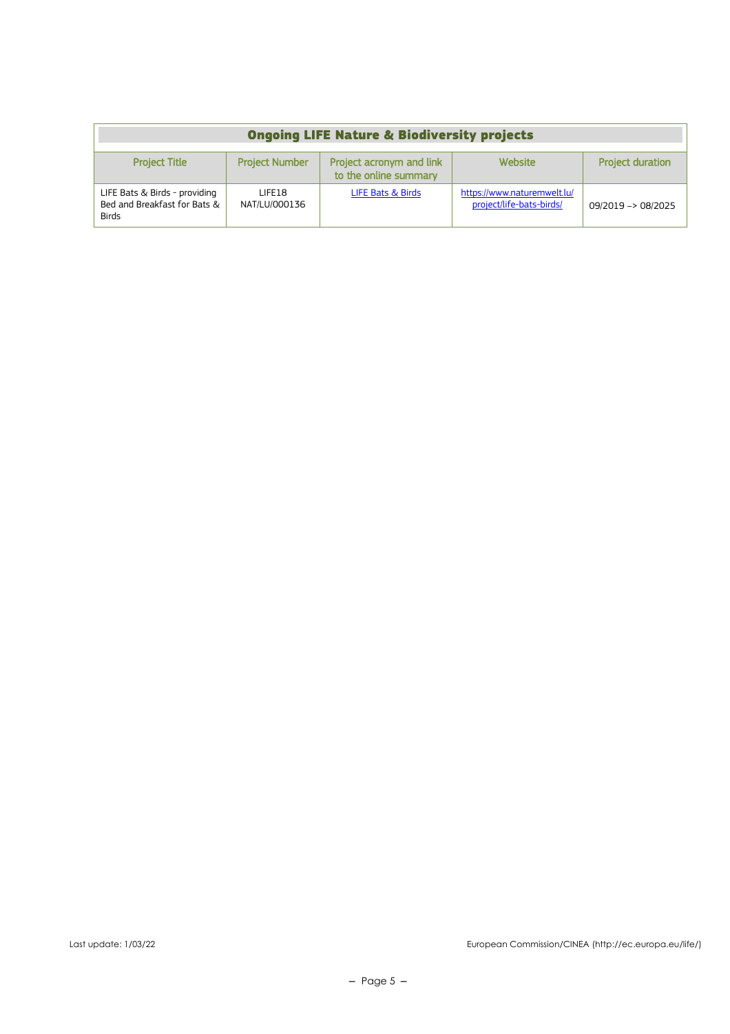| Ongoing LIFE Nature & Biodiversity projects | | | | |
|---|---|---|---|---|
| Project Title | Project Number | Project acronym and link to the online summary | Website | Project duration |
| LIFE Bats & Birds - providing Bed and Breakfast for Bats & Birds | LIFE18 NAT/LU/000136 | LIFE Bats & Birds | https://www.naturemwelt.lu/project/life-bats-birds/ | 09/2019 –> 08/2025 |

Last update: 1/03/22

European Commission/CINEA (http://ec.europa.eu/life/)